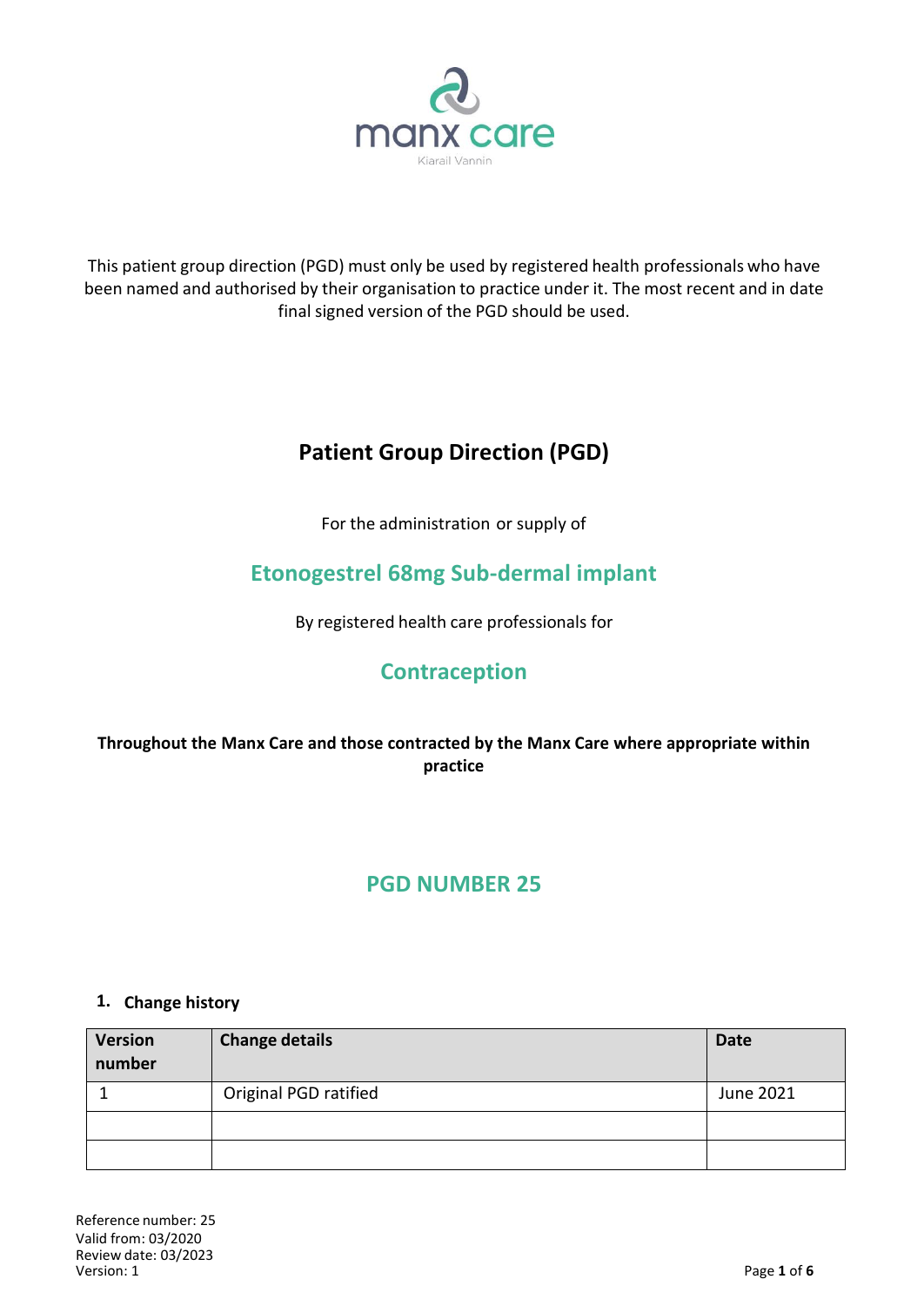manx care

Kiarail Vannin

This patient group direction (PGD) must only be used by registered health professionals who have been named and authorised by their organisation to practice under it. The most recent and in date final signed version of the PGD should be used.

# Patient Group Direction (PGD)

For the administration or supply of

## Etonogestrel 68mg Sub-dermal implant

By registered health care professionals for

## Contraception

**Throughout the Manx Care and those contracted by the Manx Care where appropriate within practice**

## PGD NUMBER 25

### 1. Change history

| Version number | Change details | Date |
| --- | --- | --- |
| 1 | Original PGD ratified | June 2021 |
| | | |
| | | |

Reference number: 25
Valid from: 03/2020
Review date: 03/2023
Version: 1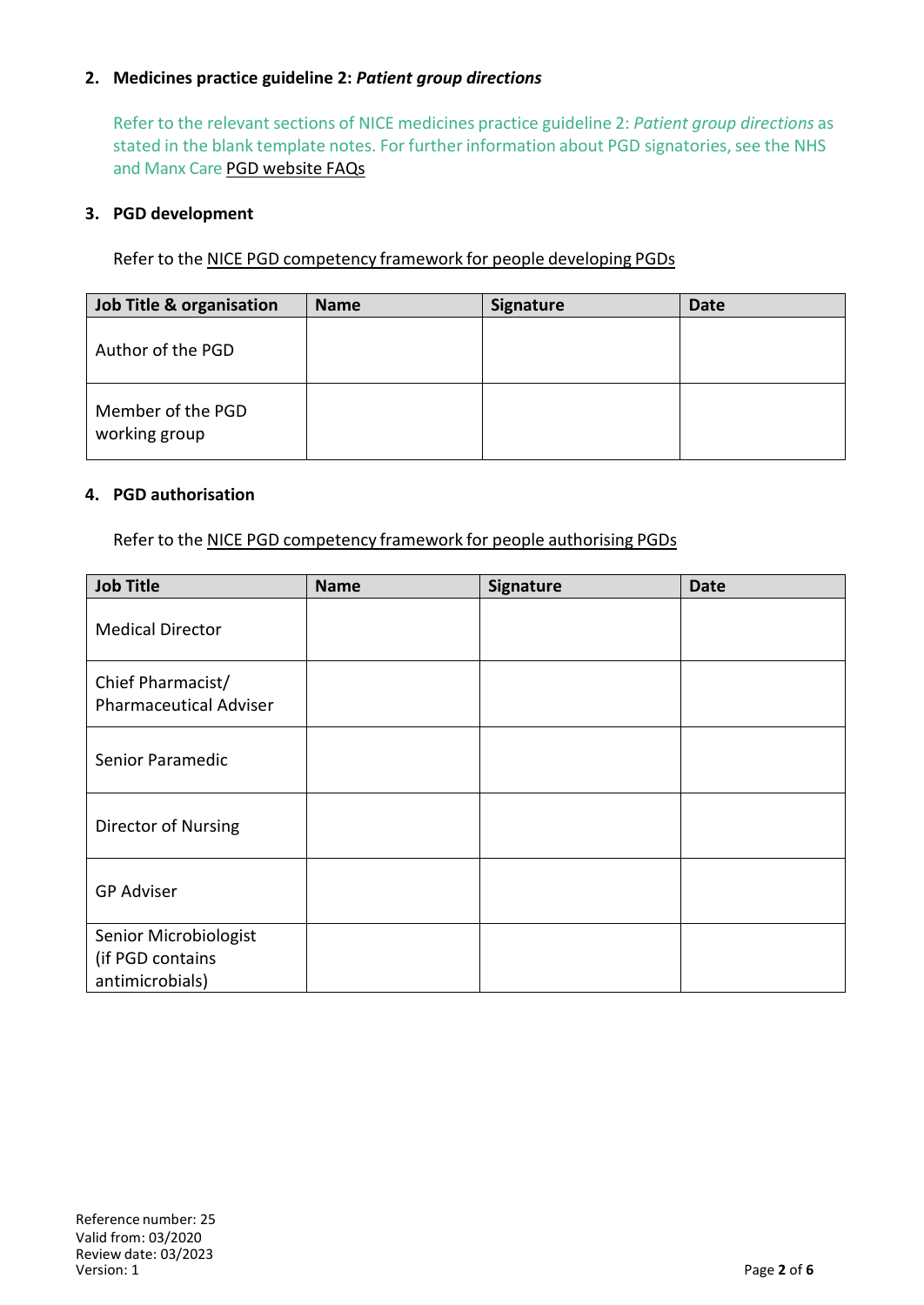### 2. Medicines practice guideline 2: *Patient group directions*

Refer to the relevant sections of NICE medicines practice guideline 2: *Patient group directions* as stated in the blank template notes. For further information about PGD signatories, see the NHS and Manx Care PGD website FAQs

### 3. PGD development

Refer to the NICE PGD competency framework for people developing PGDs

| Job Title & organisation | Name | Signature | Date |
|---|---|---|---|
| Author of the PGD | | | |
| Member of the PGD working group | | | |

### 4. PGD authorisation

Refer to the NICE PGD competency framework for people authorising PGDs

| Job Title | Name | Signature | Date |
|---|---|---|---|
| Medical Director | | | |
| Chief Pharmacist/ Pharmaceutical Adviser | | | |
| Senior Paramedic | | | |
| Director of Nursing | | | |
| GP Adviser | | | |
| Senior Microbiologist (if PGD contains antimicrobials) | | | |

Reference number: 25
Valid from: 03/2020
Review date: 03/2023
Version: 1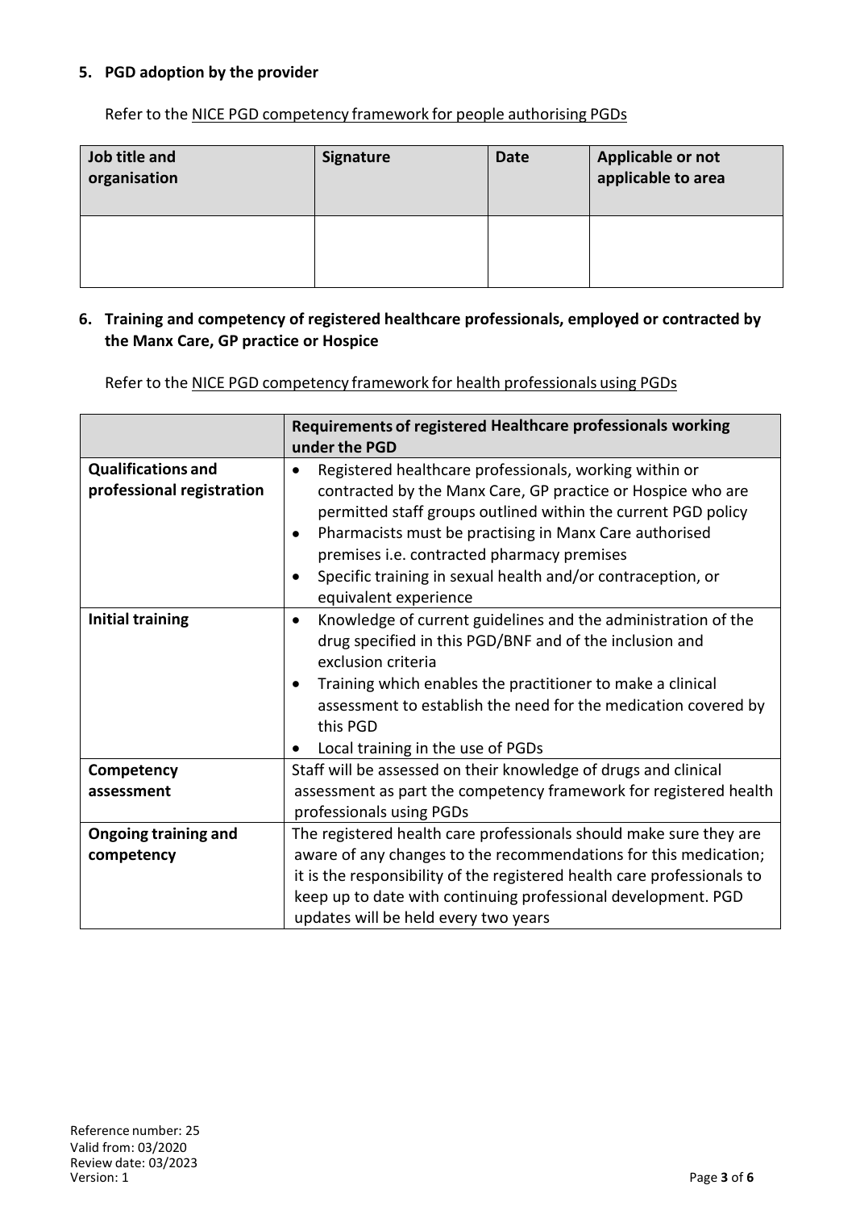## 5. PGD adoption by the provider

Refer to the NICE PGD competency framework for people authorising PGDs

| Job title and organisation | Signature | Date | Applicable or not applicable to area |
|---|---|---|---|
| | | | |

## 6. Training and competency of registered healthcare professionals, employed or contracted by the Manx Care, GP practice or Hospice

Refer to the NICE PGD competency framework for health professionals using PGDs

| | Requirements of registered Healthcare professionals working under the PGD |
|---|---|
| **Qualifications and professional registration** | • Registered healthcare professionals, working within or contracted by the Manx Care, GP practice or Hospice who are permitted staff groups outlined within the current PGD policy<br>• Pharmacists must be practising in Manx Care authorised premises i.e. contracted pharmacy premises<br>• Specific training in sexual health and/or contraception, or equivalent experience |
| **Initial training** | • Knowledge of current guidelines and the administration of the drug specified in this PGD/BNF and of the inclusion and exclusion criteria<br>• Training which enables the practitioner to make a clinical assessment to establish the need for the medication covered by this PGD<br>• Local training in the use of PGDs |
| **Competency assessment** | Staff will be assessed on their knowledge of drugs and clinical assessment as part the competency framework for registered health professionals using PGDs |
| **Ongoing training and competency** | The registered health care professionals should make sure they are aware of any changes to the recommendations for this medication; it is the responsibility of the registered health care professionals to keep up to date with continuing professional development. PGD updates will be held every two years |

Reference number: 25
Valid from: 03/2020
Review date: 03/2023
Version: 1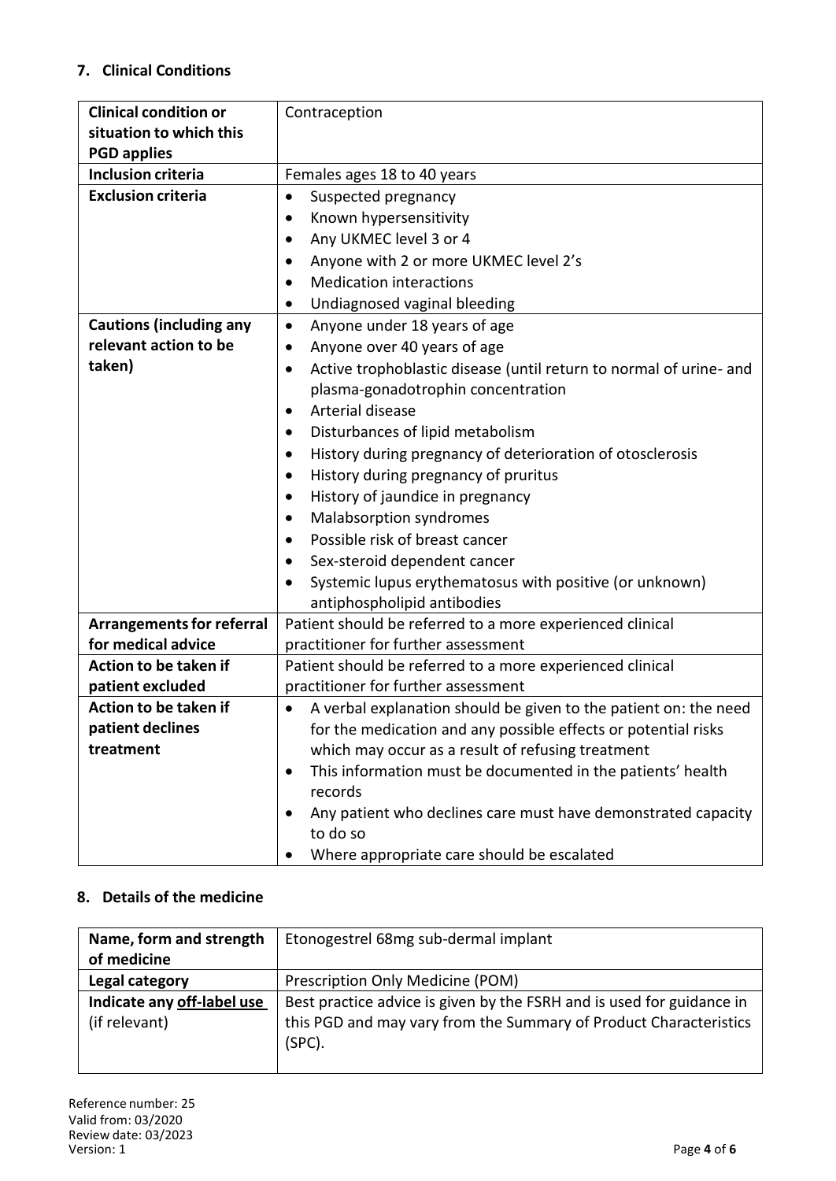## 7. Clinical Conditions

| Clinical condition or situation to which this PGD applies | Contraception |
|---|---|
| **Inclusion criteria** | Females ages 18 to 40 years |
| **Exclusion criteria** | • Suspected pregnancy<br>• Known hypersensitivity<br>• Any UKMEC level 3 or 4<br>• Anyone with 2 or more UKMEC level 2's<br>• Medication interactions<br>• Undiagnosed vaginal bleeding |
| **Cautions (including any relevant action to be taken)** | • Anyone under 18 years of age<br>• Anyone over 40 years of age<br>• Active trophoblastic disease (until return to normal of urine- and plasma-gonadotrophin concentration<br>• Arterial disease<br>• Disturbances of lipid metabolism<br>• History during pregnancy of deterioration of otosclerosis<br>• History during pregnancy of pruritus<br>• History of jaundice in pregnancy<br>• Malabsorption syndromes<br>• Possible risk of breast cancer<br>• Sex-steroid dependent cancer<br>• Systemic lupus erythematosus with positive (or unknown) antiphospholipid antibodies |
| **Arrangements for referral for medical advice** | Patient should be referred to a more experienced clinical practitioner for further assessment |
| **Action to be taken if patient excluded** | Patient should be referred to a more experienced clinical practitioner for further assessment |
| **Action to be taken if patient declines treatment** | • A verbal explanation should be given to the patient on: the need for the medication and any possible effects or potential risks which may occur as a result of refusing treatment<br>• This information must be documented in the patients' health records<br>• Any patient who declines care must have demonstrated capacity to do so<br>• Where appropriate care should be escalated |

## 8. Details of the medicine

| Name, form and strength of medicine | Etonogestrel 68mg sub-dermal implant |
|---|---|
| **Legal category** | Prescription Only Medicine (POM) |
| **Indicate any off-label use (if relevant)** | Best practice advice is given by the FSRH and is used for guidance in this PGD and may vary from the Summary of Product Characteristics (SPC). |

Reference number: 25
Valid from: 03/2020
Review date: 03/2023
Version: 1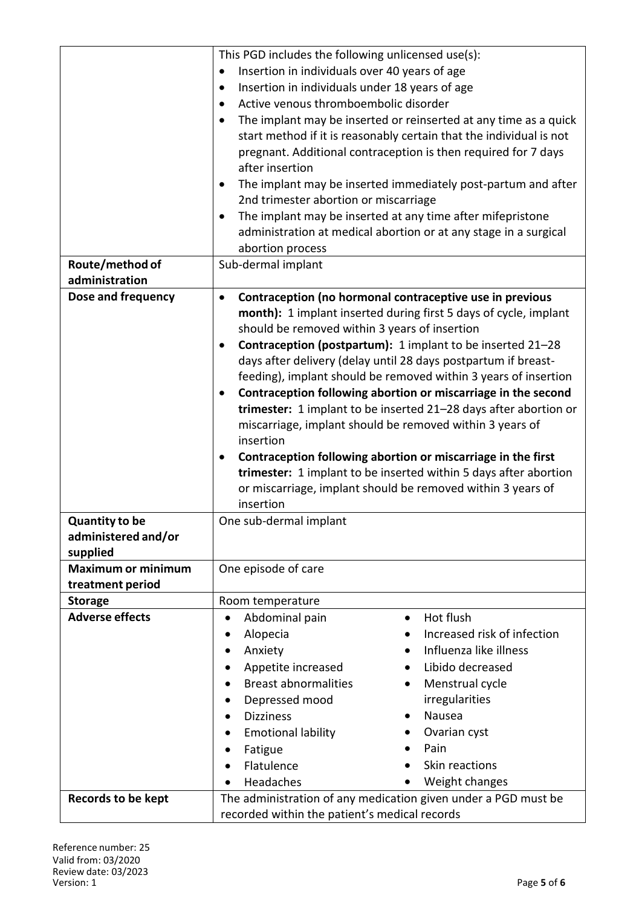| | |
|---|---|
| | This PDG includes the following unlicensed use(s):<br>• Insertion in individuals over 40 years of age<br>• Insertion in individuals under 18 years of age<br>• Active venous thromboembolic disorder<br>• The implant may be inserted or reinserted at any time as a quick start method if it is reasonably certain that the individual is not pregnant. Additional contraception is then required for 7 days after insertion<br>• The implant may be inserted immediately post-partum and after 2nd trimester abortion or miscarriage<br>• The implant may be inserted at any time after mifepristone administration at medical abortion or at any stage in a surgical abortion process |
| **Route/method of administration** | Sub-dermal implant |
| **Dose and frequency** | • **Contraception (no hormonal contraceptive use in previous month):** 1 implant inserted during first 5 days of cycle, implant should be removed within 3 years of insertion<br>• **Contraception (postpartum):** 1 implant to be inserted 21–28 days after delivery (delay until 28 days postpartum if breast-feeding), implant should be removed within 3 years of insertion<br>• **Contraception following abortion or miscarriage in the second trimester:** 1 implant to be inserted 21–28 days after abortion or miscarriage, implant should be removed within 3 years of insertion<br>• **Contraception following abortion or miscarriage in the first trimester:** 1 implant to be inserted within 5 days after abortion or miscarriage, implant should be removed within 3 years of insertion |
| **Quantity to be administered and/or supplied** | One sub-dermal implant |
| **Maximum or minimum treatment period** | One episode of care |
| **Storage** | Room temperature |
| **Adverse effects** | • Abdominal pain<br>• Alopecia<br>• Anxiety<br>• Appetite increased<br>• Breast abnormalities<br>• Depressed mood<br>• Dizziness<br>• Emotional lability<br>• Fatigue<br>• Flatulence<br>• Headaches<br>• Hot flush<br>• Increased risk of infection<br>• Influenza like illness<br>• Libido decreased<br>• Menstrual cycle irregularities<br>• Nausea<br>• Ovarian cyst<br>• Pain<br>• Skin reactions<br>• Weight changes |
| **Records to be kept** | The administration of any medication given under a PGD must be recorded within the patient's medical records |

Reference number: 25
Valid from: 03/2020
Review date: 03/2023
Version: 1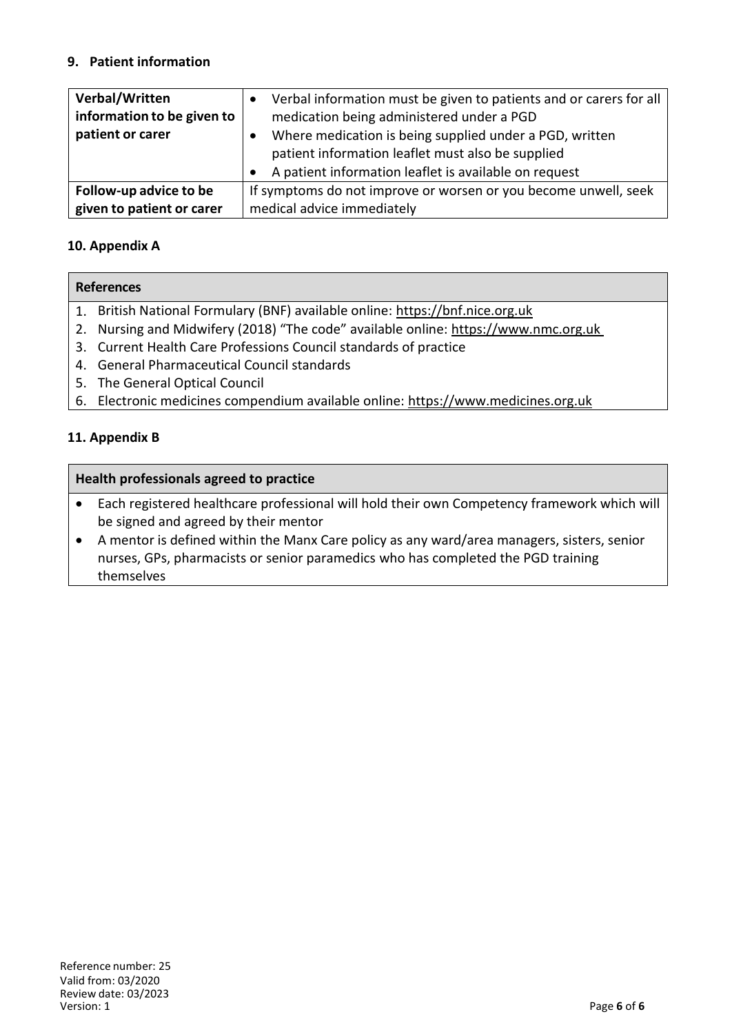## 9. Patient information

| | |
|---|---|
| **Verbal/Written information to be given to patient or carer** | • Verbal information must be given to patients and or carers for all medication being administered under a PGD<br>• Where medication is being supplied under a PGD, written patient information leaflet must also be supplied<br>• A patient information leaflet is available on request |
| **Follow-up advice to be given to patient or carer** | If symptoms do not improve or worsen or you become unwell, seek medical advice immediately |

## 10. Appendix A

| **References** |
|---|
| 1. British National Formulary (BNF) available online: https://bnf.nice.org.uk<br>2. Nursing and Midwifery (2018) “The code” available online: https://www.nmc.org.uk<br>3. Current Health Care Professions Council standards of practice<br>4. General Pharmaceutical Council standards<br>5. The General Optical Council<br>6. Electronic medicines compendium available online: https://www.medicines.org.uk |

## 11. Appendix B

| **Health professionals agreed to practice** |
|---|
| • Each registered healthcare professional will hold their own Competency framework which will be signed and agreed by their mentor<br>• A mentor is defined within the Manx Care policy as any ward/area managers, sisters, senior nurses, GPs, pharmacists or senior paramedics who has completed the PGD training themselves |

Reference number: 25
Valid from: 03/2020
Review date: 03/2023
Version: 1